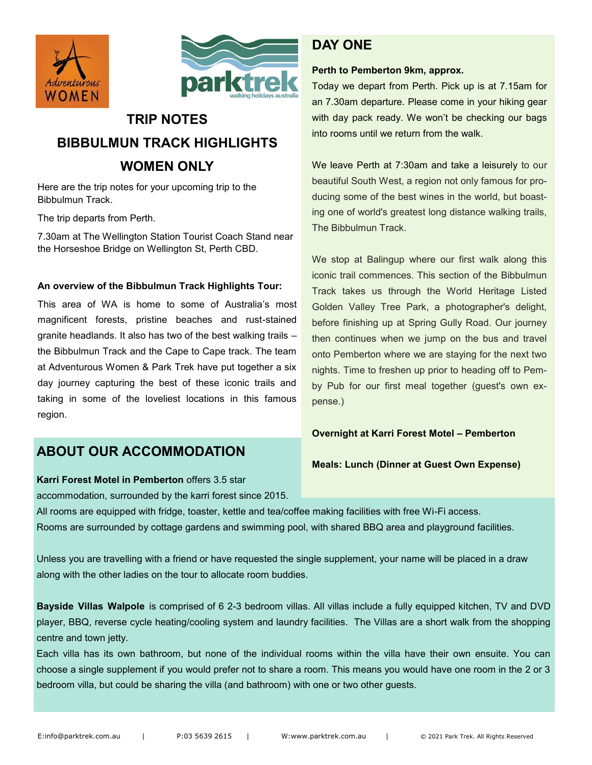# TRIP NOTES

# BIBBULMUN TRACK HIGHLIGHTS

# WOMEN ONLY

Here are the trip notes for your upcoming trip to the Bibbulmun Track.

The trip departs from Perth.

7.30am at The Wellington Station Tourist Coach Stand near the Horseshoe Bridge on Wellington St, Perth CBD.

**An overview of the Bibbulmun Track Highlights Tour:**

This area of WA is home to some of Australia's most magnificent forests, pristine beaches and rust-stained granite headlands. It also has two of the best walking trails – the Bibbulmun Track and the Cape to Cape track. The team at Adventurous Women & Park Trek have put together a six day journey capturing the best of these iconic trails and taking in some of the loveliest locations in this famous region.

## DAY ONE

**Perth to Pemberton 9km, approx.**

Today we depart from Perth. Pick up is at 7.15am for an 7.30am departure. Please come in your hiking gear with day pack ready. We won't be checking our bags into rooms until we return from the walk.

We leave Perth at 7:30am and take a leisurely to our beautiful South West, a region not only famous for producing some of the best wines in the world, but boasting one of world's greatest long distance walking trails, The Bibbulmun Track.

We stop at Balingup where our first walk along this iconic trail commences. This section of the Bibbulmun Track takes us through the World Heritage Listed Golden Valley Tree Park, a photographer's delight, before finishing up at Spring Gully Road. Our journey then continues when we jump on the bus and travel onto Pemberton where we are staying for the next two nights. Time to freshen up prior to heading off to Pemby Pub for our first meal together (guest's own expense.)

**Overnight at Karri Forest Motel – Pemberton**

**Meals: Lunch (Dinner at Guest Own Expense)**

## ABOUT OUR ACCOMMODATION

**Karri Forest Motel in Pemberton** offers 3.5 star accommodation, surrounded by the karri forest since 2015.

All rooms are equipped with fridge, toaster, kettle and tea/coffee making facilities with free Wi-Fi access.

Rooms are surrounded by cottage gardens and swimming pool, with shared BBQ area and playground facilities.

Unless you are travelling with a friend or have requested the single supplement, your name will be placed in a draw along with the other ladies on the tour to allocate room buddies.

**Bayside Villas Walpole** is comprised of 6 2-3 bedroom villas. All villas include a fully equipped kitchen, TV and DVD player, BBQ, reverse cycle heating/cooling system and laundry facilities. The Villas are a short walk from the shopping centre and town jetty.

Each villa has its own bathroom, but none of the individual rooms within the villa have their own ensuite. You can choose a single supplement if you would prefer not to share a room. This means you would have one room in the 2 or 3 bedroom villa, but could be sharing the villa (and bathroom) with one or two other guests.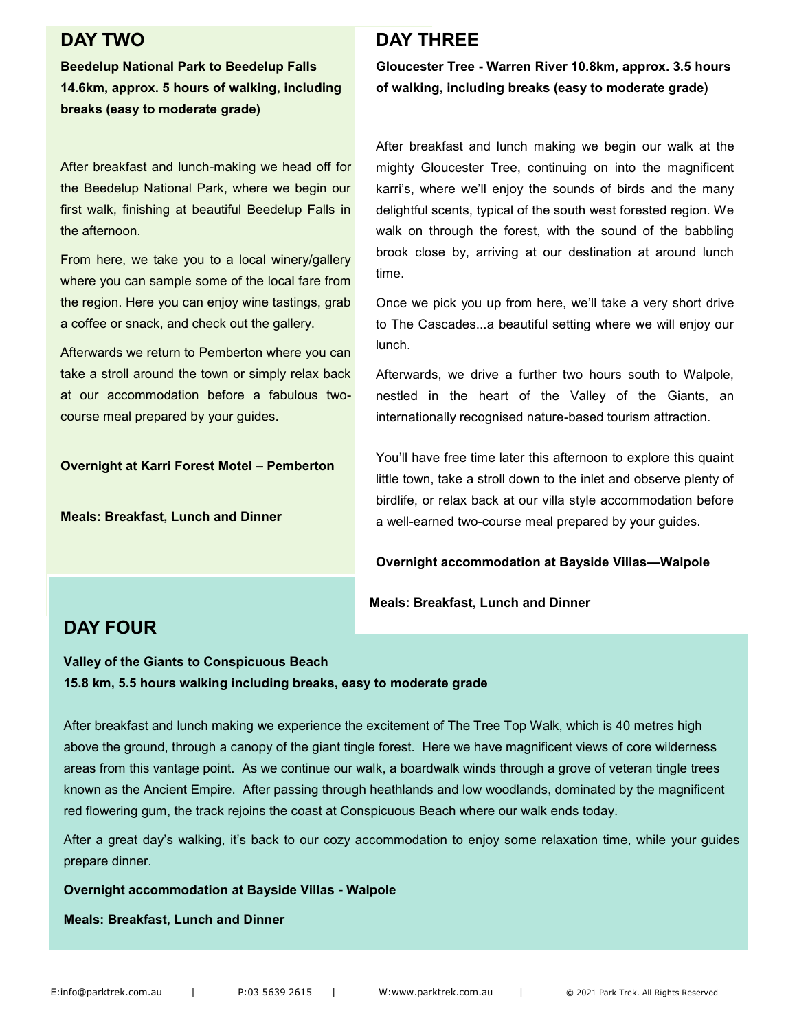## DAY TWO

**Beedelup National Park to Beedelup Falls 14.6km, approx. 5 hours of walking, including breaks (easy to moderate grade)**

After breakfast and lunch-making we head off for the Beedelup National Park, where we begin our first walk, finishing at beautiful Beedelup Falls in the afternoon.

From here, we take you to a local winery/gallery where you can sample some of the local fare from the region. Here you can enjoy wine tastings, grab a coffee or snack, and check out the gallery.

Afterwards we return to Pemberton where you can take a stroll around the town or simply relax back at our accommodation before a fabulous two-course meal prepared by your guides.

**Overnight at Karri Forest Motel – Pemberton**

**Meals: Breakfast, Lunch and Dinner**

## DAY THREE

**Gloucester Tree - Warren River 10.8km, approx. 3.5 hours of walking, including breaks (easy to moderate grade)**

After breakfast and lunch making we begin our walk at the mighty Gloucester Tree, continuing on into the magnificent karri's, where we'll enjoy the sounds of birds and the many delightful scents, typical of the south west forested region. We walk on through the forest, with the sound of the babbling brook close by, arriving at our destination at around lunch time.

Once we pick you up from here, we'll take a very short drive to The Cascades...a beautiful setting where we will enjoy our lunch.

Afterwards, we drive a further two hours south to Walpole, nestled in the heart of the Valley of the Giants, an internationally recognised nature-based tourism attraction.

You'll have free time later this afternoon to explore this quaint little town, take a stroll down to the inlet and observe plenty of birdlife, or relax back at our villa style accommodation before a well-earned two-course meal prepared by your guides.

**Overnight accommodation at Bayside Villas—Walpole**

**Meals: Breakfast, Lunch and Dinner**

## DAY FOUR

**Valley of the Giants to Conspicuous Beach**
**15.8 km, 5.5 hours walking including breaks, easy to moderate grade**

After breakfast and lunch making we experience the excitement of The Tree Top Walk, which is 40 metres high above the ground, through a canopy of the giant tingle forest. Here we have magnificent views of core wilderness areas from this vantage point. As we continue our walk, a boardwalk winds through a grove of veteran tingle trees known as the Ancient Empire. After passing through heathlands and low woodlands, dominated by the magnificent red flowering gum, the track rejoins the coast at Conspicuous Beach where our walk ends today.

After a great day's walking, it's back to our cozy accommodation to enjoy some relaxation time, while your guides prepare dinner.

**Overnight accommodation at Bayside Villas - Walpole**

**Meals: Breakfast, Lunch and Dinner**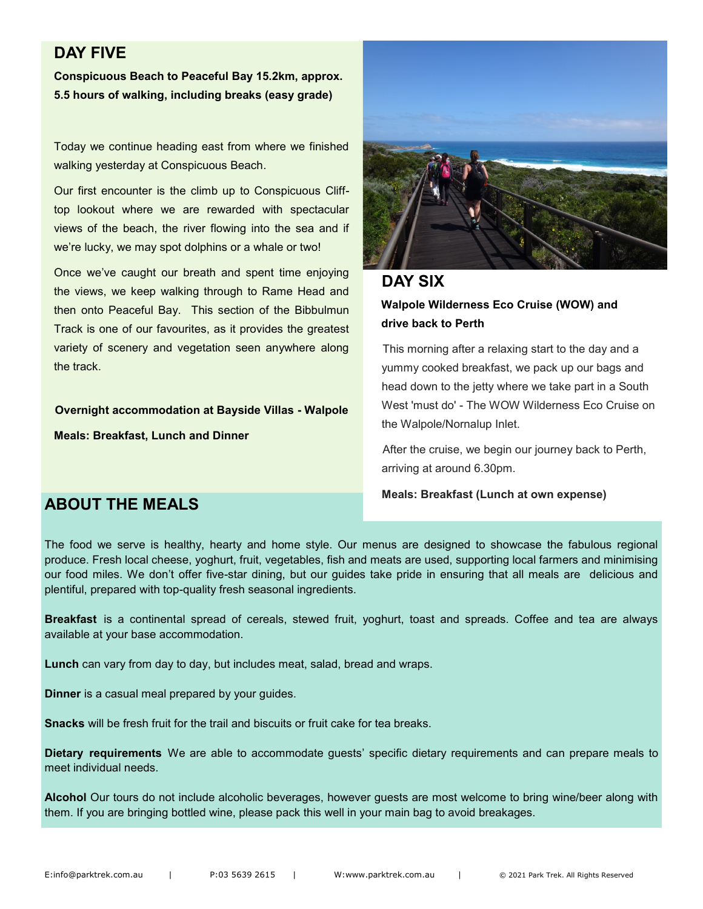## DAY FIVE

**Conspicuous Beach to Peaceful Bay 15.2km, approx. 5.5 hours of walking, including breaks (easy grade)**

Today we continue heading east from where we finished walking yesterday at Conspicuous Beach.

Our first encounter is the climb up to Conspicuous Cliff-top lookout where we are rewarded with spectacular views of the beach, the river flowing into the sea and if we're lucky, we may spot dolphins or a whale or two!

Once we've caught our breath and spent time enjoying the views, we keep walking through to Rame Head and then onto Peaceful Bay. This section of the Bibbulmun Track is one of our favourites, as it provides the greatest variety of scenery and vegetation seen anywhere along the track.

**Overnight accommodation at Bayside Villas - Walpole**

**Meals: Breakfast, Lunch and Dinner**

## DAY SIX

**Walpole Wilderness Eco Cruise (WOW) and drive back to Perth**

This morning after a relaxing start to the day and a yummy cooked breakfast, we pack up our bags and head down to the jetty where we take part in a South West 'must do' - The WOW Wilderness Eco Cruise on the Walpole/Nornalup Inlet.

After the cruise, we begin our journey back to Perth, arriving at around 6.30pm.

**Meals: Breakfast (Lunch at own expense)**

## ABOUT THE MEALS

The food we serve is healthy, hearty and home style. Our menus are designed to showcase the fabulous regional produce. Fresh local cheese, yoghurt, fruit, vegetables, fish and meats are used, supporting local farmers and minimising our food miles. We don't offer five-star dining, but our guides take pride in ensuring that all meals are delicious and plentiful, prepared with top-quality fresh seasonal ingredients.

**Breakfast** is a continental spread of cereals, stewed fruit, yoghurt, toast and spreads. Coffee and tea are always available at your base accommodation.

**Lunch** can vary from day to day, but includes meat, salad, bread and wraps.

**Dinner** is a casual meal prepared by your guides.

**Snacks** will be fresh fruit for the trail and biscuits or fruit cake for tea breaks.

**Dietary requirements** We are able to accommodate guests' specific dietary requirements and can prepare meals to meet individual needs.

**Alcohol** Our tours do not include alcoholic beverages, however guests are most welcome to bring wine/beer along with them. If you are bringing bottled wine, please pack this well in your main bag to avoid breakages.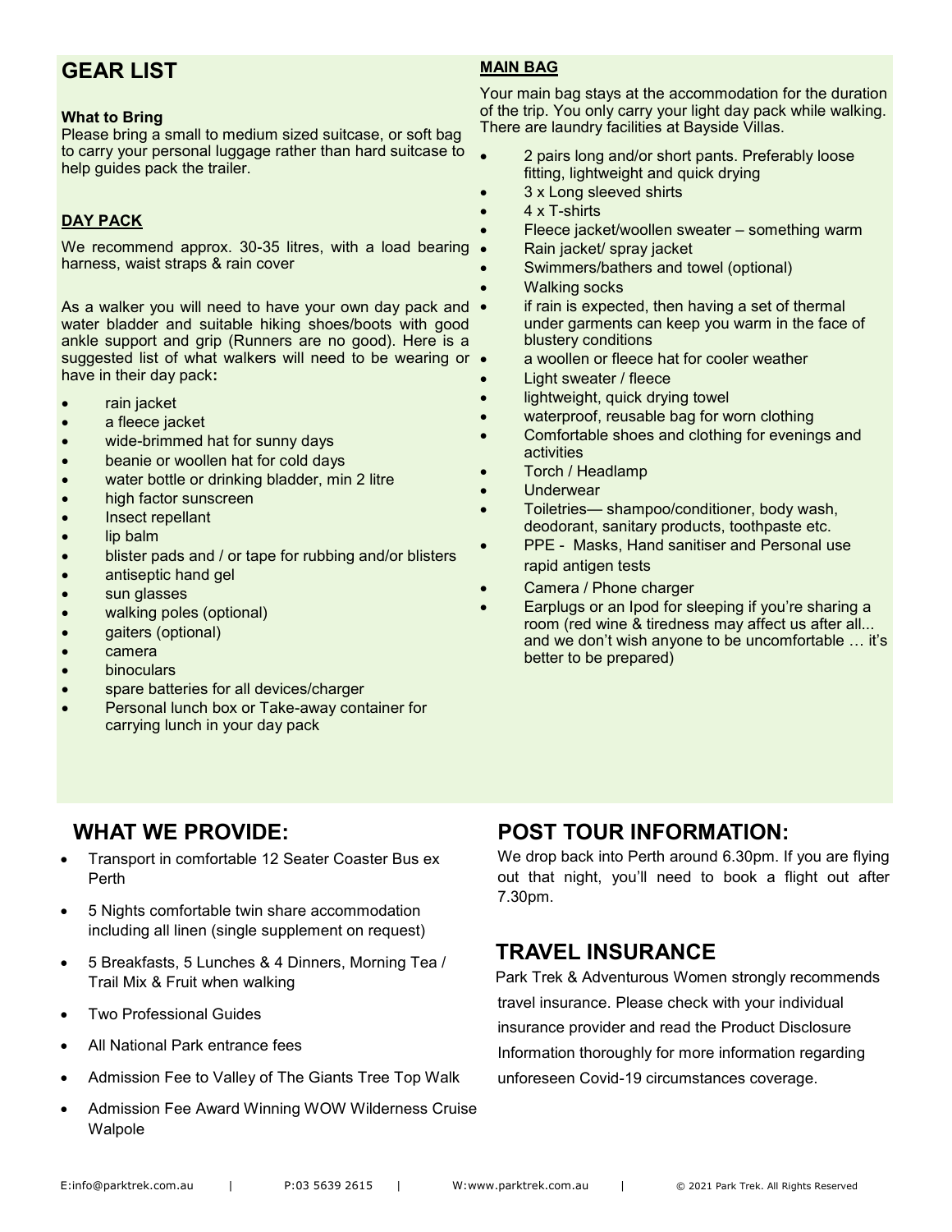## GEAR LIST

**What to Bring**
Please bring a small to medium sized suitcase, or soft bag to carry your personal luggage rather than hard suitcase to help guides pack the trailer.

### DAY PACK

We recommend approx. 30-35 litres, with a load bearing harness, waist straps & rain cover

As a walker you will need to have your own day pack and water bladder and suitable hiking shoes/boots with good ankle support and grip (Runners are no good). Here is a suggested list of what walkers will need to be wearing or have in their day pack**:**

- rain jacket
- a fleece jacket
- wide-brimmed hat for sunny days
- beanie or woollen hat for cold days
- water bottle or drinking bladder, min 2 litre
- high factor sunscreen
- Insect repellant
- lip balm
- blister pads and / or tape for rubbing and/or blisters
- antiseptic hand gel
- sun glasses
- walking poles (optional)
- gaiters (optional)
- camera
- binoculars
- spare batteries for all devices/charger
- Personal lunch box or Take-away container for carrying lunch in your day pack

### MAIN BAG

Your main bag stays at the accommodation for the duration of the trip. You only carry your light day pack while walking. There are laundry facilities at Bayside Villas.

- 2 pairs long and/or short pants. Preferably loose fitting, lightweight and quick drying
- 3 x Long sleeved shirts
- 4 x T-shirts
- Fleece jacket/woollen sweater – something warm
- Rain jacket/ spray jacket
- Swimmers/bathers and towel (optional)
- Walking socks
- if rain is expected, then having a set of thermal under garments can keep you warm in the face of blustery conditions
- a woollen or fleece hat for cooler weather
- Light sweater / fleece
- lightweight, quick drying towel
- waterproof, reusable bag for worn clothing
- Comfortable shoes and clothing for evenings and activities
- Torch / Headlamp
- Underwear
- Toiletries— shampoo/conditioner, body wash, deodorant, sanitary products, toothpaste etc.
- PPE - Masks, Hand sanitiser and Personal use rapid antigen tests
- Camera / Phone charger
- Earplugs or an Ipod for sleeping if you're sharing a room (red wine & tiredness may affect us after all... and we don't wish anyone to be uncomfortable … it's better to be prepared)

## WHAT WE PROVIDE:

- Transport in comfortable 12 Seater Coaster Bus ex Perth
- 5 Nights comfortable twin share accommodation including all linen (single supplement on request)
- 5 Breakfasts, 5 Lunches & 4 Dinners, Morning Tea / Trail Mix & Fruit when walking
- Two Professional Guides
- All National Park entrance fees
- Admission Fee to Valley of The Giants Tree Top Walk
- Admission Fee Award Winning WOW Wilderness Cruise Walpole

## POST TOUR INFORMATION:

We drop back into Perth around 6.30pm. If you are flying out that night, you'll need to book a flight out after 7.30pm.

## TRAVEL INSURANCE

Park Trek & Adventurous Women strongly recommends travel insurance. Please check with your individual insurance provider and read the Product Disclosure Information thoroughly for more information regarding unforeseen Covid-19 circumstances coverage.

E:info@parktrek.com.au | P:03 5639 2615 | W:www.parktrek.com.au | © 2021 Park Trek. All Rights Reserved